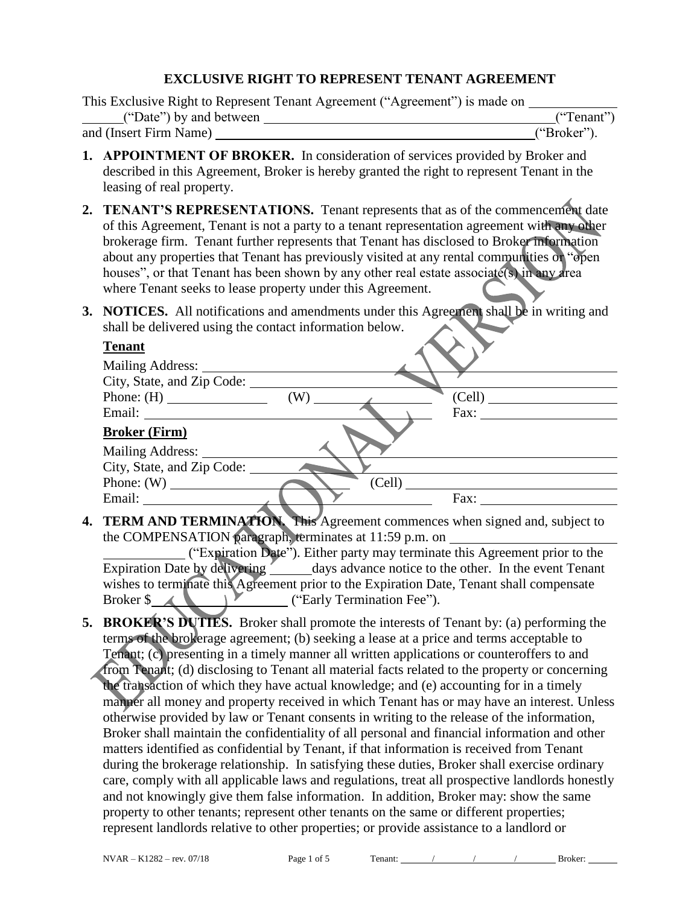# EXCLUSIVE RIGHT TO REPRESENT TENANT AGREEMENT

This Exclusive Right to Represent Tenant Agreement ("Agreement") is made on ____________ ______("Date") by and between ____________________________________________("Tenant") and (Insert Firm Name) ____________________________________________("Broker").

1. **APPOINTMENT OF BROKER.** In consideration of services provided by Broker and described in this Agreement, Broker is hereby granted the right to represent Tenant in the leasing of real property.

2. **TENANT'S REPRESENTATIONS.** Tenant represents that as of the commencement date of this Agreement, Tenant is not a party to a tenant representation agreement with any other brokerage firm. Tenant further represents that Tenant has disclosed to Broker information about any properties that Tenant has previously visited at any rental communities or "open houses", or that Tenant has been shown by any other real estate associate(s) in any area where Tenant seeks to lease property under this Agreement.

3. **NOTICES.** All notifications and amendments under this Agreement shall be in writing and shall be delivered using the contact information below.

   **Tenant**

   Mailing Address: ____________________________________________
   City, State, and Zip Code: ____________________________________________
   Phone: (H) _______________ (W) _________________ (Cell) ___________________
   Email: ____________________________________________ Fax: ____________________

   **Broker (Firm)**

   Mailing Address: ____________________________________________
   City, State, and Zip Code: ____________________________________________
   Phone: (W) ______________________________ (Cell) ______________________________
   Email: ____________________________________________ Fax: ____________________

4. **TERM AND TERMINATION.** This Agreement commences when signed and, subject to the COMPENSATION paragraph, terminates at 11:59 p.m. on ________________________ ____________ ("Expiration Date"). Either party may terminate this Agreement prior to the Expiration Date by delivering ______days advance notice to the other. In the event Tenant wishes to terminate this Agreement prior to the Expiration Date, Tenant shall compensate Broker $______________________ ("Early Termination Fee").

5. **BROKER'S DUTIES.** Broker shall promote the interests of Tenant by: (a) performing the terms of the brokerage agreement; (b) seeking a lease at a price and terms acceptable to Tenant; (c) presenting in a timely manner all written applications or counteroffers to and from Tenant; (d) disclosing to Tenant all material facts related to the property or concerning the transaction of which they have actual knowledge; and (e) accounting for in a timely manner all money and property received in which Tenant has or may have an interest. Unless otherwise provided by law or Tenant consents in writing to the release of the information, Broker shall maintain the confidentiality of all personal and financial information and other matters identified as confidential by Tenant, if that information is received from Tenant during the brokerage relationship. In satisfying these duties, Broker shall exercise ordinary care, comply with all applicable laws and regulations, treat all prospective landlords honestly and not knowingly give them false information. In addition, Broker may: show the same property to other tenants; represent other tenants on the same or different properties; represent landlords relative to other properties; or provide assistance to a landlord or

NVAR – K1282 – rev. 07/18 Tenant: ______/______/______/______ Broker: ______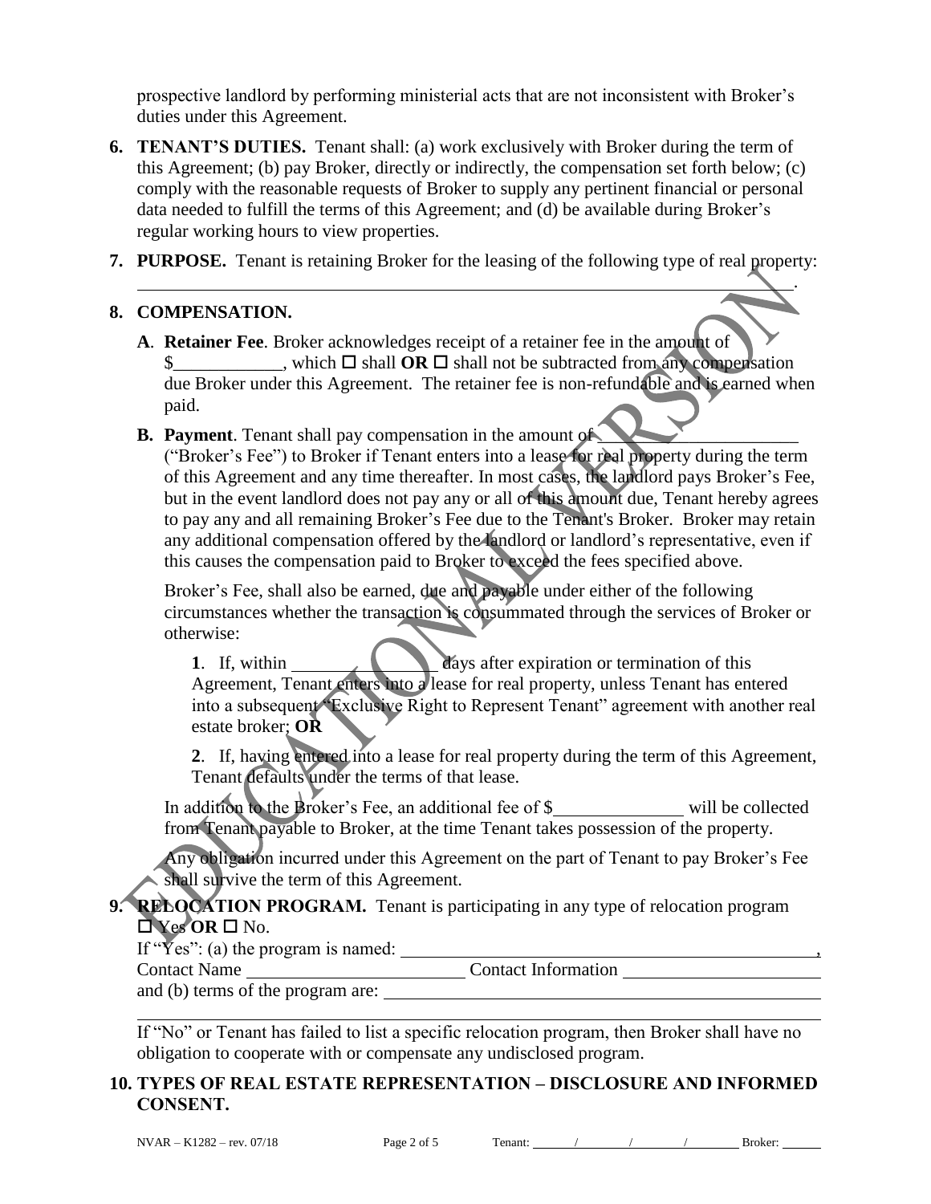prospective landlord by performing ministerial acts that are not inconsistent with Broker's duties under this Agreement.

**6. TENANT'S DUTIES.** Tenant shall: (a) work exclusively with Broker during the term of this Agreement; (b) pay Broker, directly or indirectly, the compensation set forth below; (c) comply with the reasonable requests of Broker to supply any pertinent financial or personal data needed to fulfill the terms of this Agreement; and (d) be available during Broker's regular working hours to view properties.

**7. PURPOSE.** Tenant is retaining Broker for the leasing of the following type of real property: \_\_\_\_\_\_\_\_\_\_\_\_\_\_\_\_\_\_\_\_\_\_\_\_\_\_\_\_\_\_\_\_\_\_\_\_\_\_\_\_\_\_\_\_\_\_\_\_\_\_\_\_\_\_\_\_\_\_\_\_\_\_.

**8. COMPENSATION.**

**A**. **Retainer Fee**. Broker acknowledges receipt of a retainer fee in the amount of $\_\_\_\_\_\_\_\_\_\_\_\_, which ☐ shall **OR** ☐ shall not be subtracted from any compensation due Broker under this Agreement. The retainer fee is non-refundable and is earned when paid.

**B. Payment**. Tenant shall pay compensation in the amount of \_\_\_\_\_\_\_\_\_\_\_\_\_\_\_\_\_\_\_\_\_\_ ("Broker's Fee") to Broker if Tenant enters into a lease for real property during the term of this Agreement and any time thereafter. In most cases, the landlord pays Broker's Fee, but in the event landlord does not pay any or all of this amount due, Tenant hereby agrees to pay any and all remaining Broker's Fee due to the Tenant's Broker. Broker may retain any additional compensation offered by the landlord or landlord's representative, even if this causes the compensation paid to Broker to exceed the fees specified above.

Broker's Fee, shall also be earned, due and payable under either of the following circumstances whether the transaction is consummated through the services of Broker or otherwise:

**1**. If, within \_\_\_\_\_\_\_\_\_\_\_\_\_\_\_ days after expiration or termination of this Agreement, Tenant enters into a lease for real property, unless Tenant has entered into a subsequent "Exclusive Right to Represent Tenant" agreement with another real estate broker; **OR**

**2**. If, having entered into a lease for real property during the term of this Agreement, Tenant defaults under the terms of that lease.

In addition to the Broker's Fee, an additional fee of $\_\_\_\_\_\_\_\_\_\_\_\_\_\_\_ will be collected from Tenant payable to Broker, at the time Tenant takes possession of the property.

Any obligation incurred under this Agreement on the part of Tenant to pay Broker's Fee shall survive the term of this Agreement.

**9. RELOCATION PROGRAM.** Tenant is participating in any type of relocation program ☐ Yes **OR** ☐ No.

If "Yes": (a) the program is named: \_\_\_\_\_\_\_\_\_\_\_\_\_\_\_\_\_\_\_\_\_\_\_\_\_\_\_\_\_\_\_\_\_\_\_\_\_\_\_\_\_\_\_\_\_\_\_,
Contact Name \_\_\_\_\_\_\_\_\_\_\_\_\_\_\_\_\_\_\_\_\_\_\_\_\_ Contact Information \_\_\_\_\_\_\_\_\_\_\_\_\_\_\_\_\_\_\_\_\_\_\_\_
and (b) terms of the program are: \_\_\_\_\_\_\_\_\_\_\_\_\_\_\_\_\_\_\_\_\_\_\_\_\_\_\_\_\_\_\_\_\_\_\_\_\_\_\_\_\_\_\_\_\_\_\_\_\_\_
\_\_\_\_\_\_\_\_\_\_\_\_\_\_\_\_\_\_\_\_\_\_\_\_\_\_\_\_\_\_\_\_\_\_\_\_\_\_\_\_\_\_\_\_\_\_\_\_\_\_\_\_\_\_\_\_\_\_\_\_\_\_\_\_\_\_\_\_\_\_\_\_\_\_\_\_\_\_\_

If "No" or Tenant has failed to list a specific relocation program, then Broker shall have no obligation to cooperate with or compensate any undisclosed program.

**10. TYPES OF REAL ESTATE REPRESENTATION – DISCLOSURE AND INFORMED CONSENT.**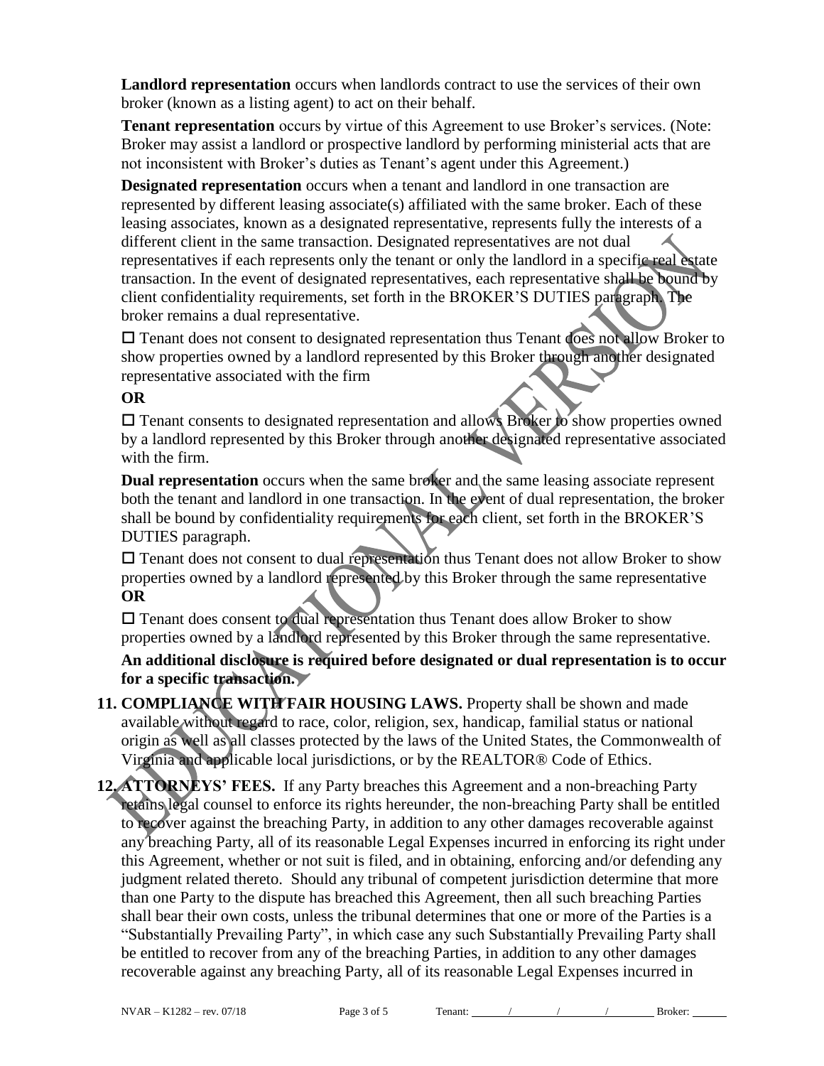**Landlord representation** occurs when landlords contract to use the services of their own broker (known as a listing agent) to act on their behalf.

**Tenant representation** occurs by virtue of this Agreement to use Broker's services. (Note: Broker may assist a landlord or prospective landlord by performing ministerial acts that are not inconsistent with Broker's duties as Tenant's agent under this Agreement.)

**Designated representation** occurs when a tenant and landlord in one transaction are represented by different leasing associate(s) affiliated with the same broker. Each of these leasing associates, known as a designated representative, represents fully the interests of a different client in the same transaction. Designated representatives are not dual representatives if each represents only the tenant or only the landlord in a specific real estate transaction. In the event of designated representatives, each representative shall be bound by client confidentiality requirements, set forth in the BROKER'S DUTIES paragraph. The broker remains a dual representative.

☐ Tenant does not consent to designated representation thus Tenant does not allow Broker to show properties owned by a landlord represented by this Broker through another designated representative associated with the firm

**OR**

☐ Tenant consents to designated representation and allows Broker to show properties owned by a landlord represented by this Broker through another designated representative associated with the firm.

**Dual representation** occurs when the same broker and the same leasing associate represent both the tenant and landlord in one transaction. In the event of dual representation, the broker shall be bound by confidentiality requirements for each client, set forth in the BROKER'S DUTIES paragraph.

☐ Tenant does not consent to dual representation thus Tenant does not allow Broker to show properties owned by a landlord represented by this Broker through the same representative
**OR**

☐ Tenant does consent to dual representation thus Tenant does allow Broker to show properties owned by a landlord represented by this Broker through the same representative.

**An additional disclosure is required before designated or dual representation is to occur for a specific transaction.**

11. **COMPLIANCE WITH FAIR HOUSING LAWS.** Property shall be shown and made available without regard to race, color, religion, sex, handicap, familial status or national origin as well as all classes protected by the laws of the United States, the Commonwealth of Virginia and applicable local jurisdictions, or by the REALTOR® Code of Ethics.

12. **ATTORNEYS' FEES.** If any Party breaches this Agreement and a non-breaching Party retains legal counsel to enforce its rights hereunder, the non-breaching Party shall be entitled to recover against the breaching Party, in addition to any other damages recoverable against any breaching Party, all of its reasonable Legal Expenses incurred in enforcing its right under this Agreement, whether or not suit is filed, and in obtaining, enforcing and/or defending any judgment related thereto. Should any tribunal of competent jurisdiction determine that more than one Party to the dispute has breached this Agreement, then all such breaching Parties shall bear their own costs, unless the tribunal determines that one or more of the Parties is a "Substantially Prevailing Party", in which case any such Substantially Prevailing Party shall be entitled to recover from any of the breaching Parties, in addition to any other damages recoverable against any breaching Party, all of its reasonable Legal Expenses incurred in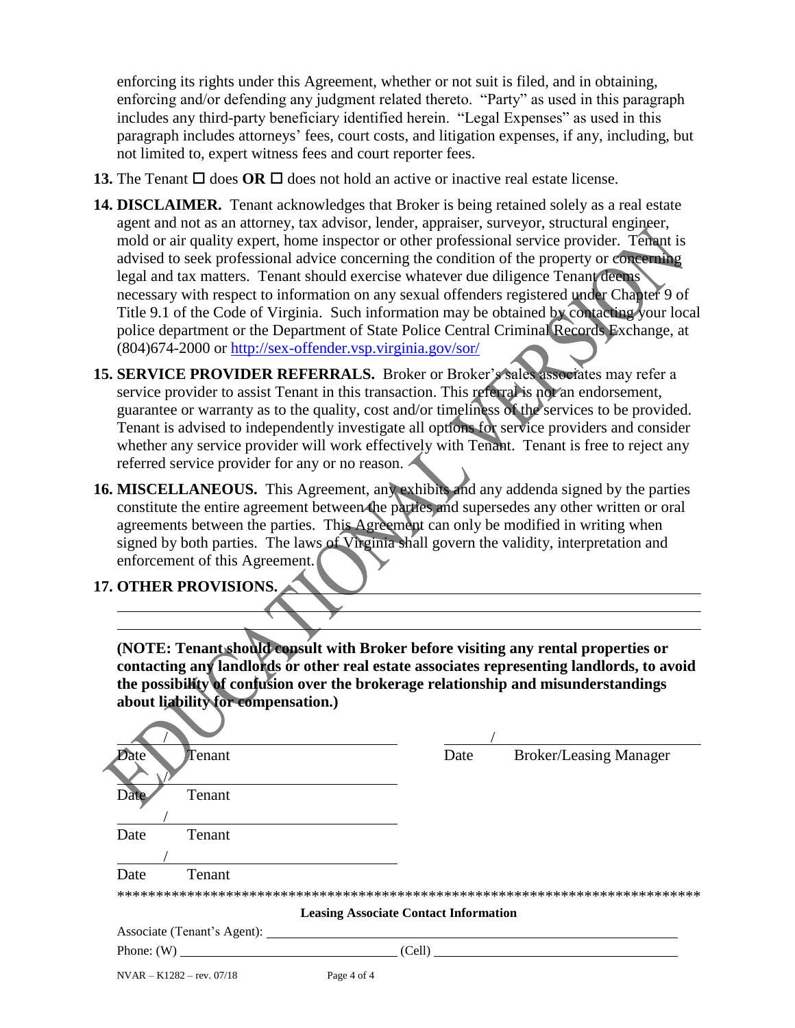enforcing its rights under this Agreement, whether or not suit is filed, and in obtaining, enforcing and/or defending any judgment related thereto. "Party" as used in this paragraph includes any third-party beneficiary identified herein. "Legal Expenses" as used in this paragraph includes attorneys' fees, court costs, and litigation expenses, if any, including, but not limited to, expert witness fees and court reporter fees.

**13.** The Tenant ☐ does **OR** ☐ does not hold an active or inactive real estate license.

**14. DISCLAIMER.** Tenant acknowledges that Broker is being retained solely as a real estate agent and not as an attorney, tax advisor, lender, appraiser, surveyor, structural engineer, mold or air quality expert, home inspector or other professional service provider. Tenant is advised to seek professional advice concerning the condition of the property or concerning legal and tax matters. Tenant should exercise whatever due diligence Tenant deems necessary with respect to information on any sexual offenders registered under Chapter 9 of Title 9.1 of the Code of Virginia. Such information may be obtained by contacting your local police department or the Department of State Police Central Criminal Records Exchange, at (804)674-2000 or http://sex-offender.vsp.virginia.gov/sor/

**15. SERVICE PROVIDER REFERRALS.** Broker or Broker's sales associates may refer a service provider to assist Tenant in this transaction. This referral is not an endorsement, guarantee or warranty as to the quality, cost and/or timeliness of the services to be provided. Tenant is advised to independently investigate all options for service providers and consider whether any service provider will work effectively with Tenant. Tenant is free to reject any referred service provider for any or no reason.

**16. MISCELLANEOUS.** This Agreement, any exhibits and any addenda signed by the parties constitute the entire agreement between the parties and supersedes any other written or oral agreements between the parties. This Agreement can only be modified in writing when signed by both parties. The laws of Virginia shall govern the validity, interpretation and enforcement of this Agreement.

**17. OTHER PROVISIONS.** ______________________________________________

______________________________________________

______________________________________________

**(NOTE: Tenant should consult with Broker before visiting any rental properties or contacting any landlords or other real estate associates representing landlords, to avoid the possibility of confusion over the brokerage relationship and misunderstandings about liability for compensation.)**

___/___________________ Date Tenant ___/___________________ Date Broker/Leasing Manager

___/___________________ Date Tenant

___/___________________ Date Tenant

___/___________________ Date Tenant

*******************************************************************************

**Leasing Associate Contact Information**

Associate (Tenant's Agent): ______________________________________________

Phone: (W) ______________________ (Cell) ______________________

NVAR – K1282 – rev. 07/18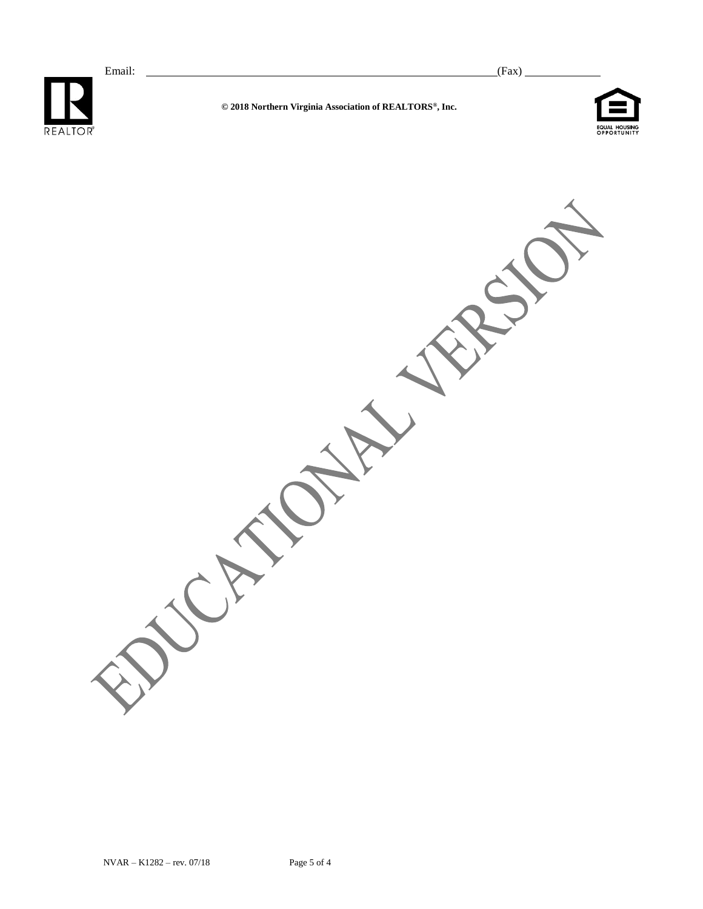Email: \_\_\_\_\_\_\_\_\_\_\_\_\_\_\_\_\_\_\_\_\_\_\_\_\_\_\_\_\_\_\_\_\_\_\_\_\_\_\_\_\_\_\_\_\_\_\_\_\_\_\_\_\_\_\_\_\_\_(Fax) \_\_\_\_\_\_\_\_\_\_\_\_\_

**© 2018 Northern Virginia Association of REALTORS®, Inc.**

EDUCATIONAL VERSION

NVAR – K1282 – rev. 07/18